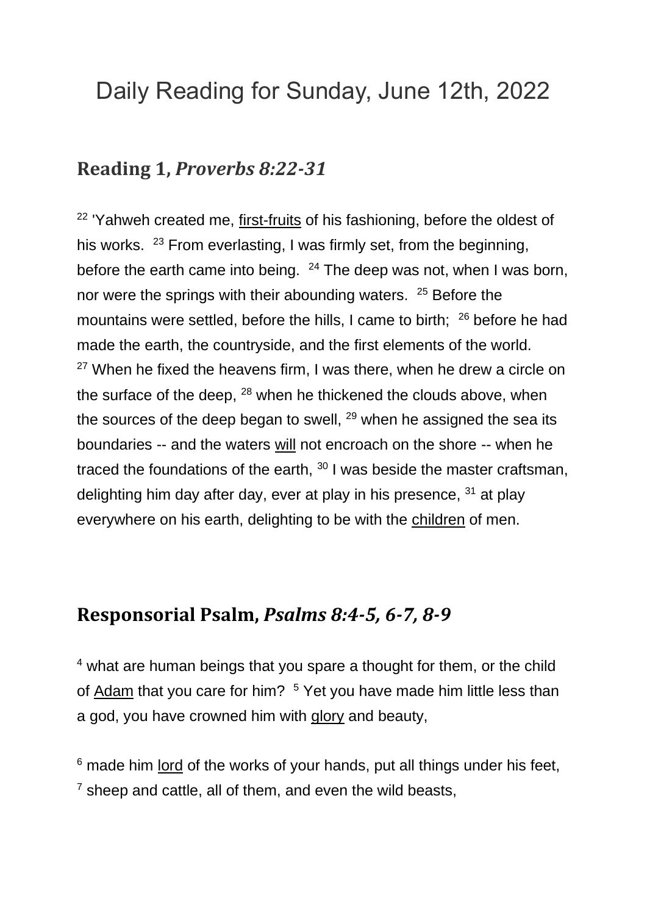# Daily Reading for Sunday, June 12th, 2022

## Reading 1, *Proverbs 8:22-31*

[22] 'Yahweh created me, first-fruits of his fashioning, before the oldest of his works. [23] From everlasting, I was firmly set, from the beginning, before the earth came into being. [24] The deep was not, when I was born, nor were the springs with their abounding waters. [25] Before the mountains were settled, before the hills, I came to birth; [26] before he had made the earth, the countryside, and the first elements of the world. [27] When he fixed the heavens firm, I was there, when he drew a circle on the surface of the deep, [28] when he thickened the clouds above, when the sources of the deep began to swell, [29] when he assigned the sea its boundaries -- and the waters will not encroach on the shore -- when he traced the foundations of the earth, [30] I was beside the master craftsman, delighting him day after day, ever at play in his presence, [31] at play everywhere on his earth, delighting to be with the children of men.

## Responsorial Psalm, *Psalms 8:4-5, 6-7, 8-9*

[4] what are human beings that you spare a thought for them, or the child of Adam that you care for him? [5] Yet you have made him little less than a god, you have crowned him with glory and beauty,

[6] made him lord of the works of your hands, put all things under his feet, [7] sheep and cattle, all of them, and even the wild beasts,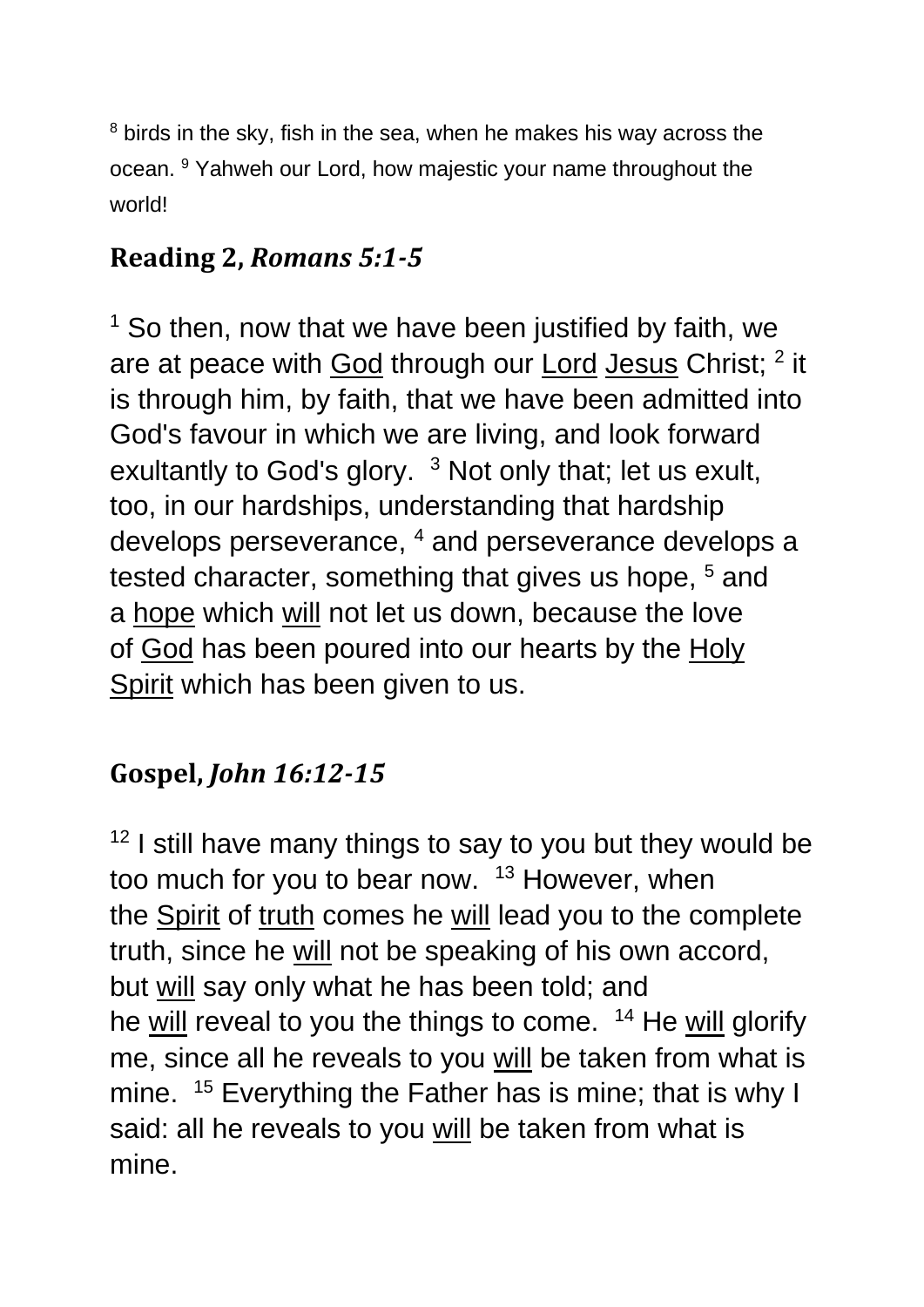[8] birds in the sky, fish in the sea, when he makes his way across the ocean. [9] Yahweh our Lord, how majestic your name throughout the world!

## Reading 2, *Romans 5:1-5*

[1] So then, now that we have been justified by faith, we are at peace with God through our Lord Jesus Christ; [2] it is through him, by faith, that we have been admitted into God's favour in which we are living, and look forward exultantly to God's glory. [3] Not only that; let us exult, too, in our hardships, understanding that hardship develops perseverance, [4] and perseverance develops a tested character, something that gives us hope, [5] and a hope which will not let us down, because the love of God has been poured into our hearts by the Holy Spirit which has been given to us.

## Gospel, *John 16:12-15*

[12] I still have many things to say to you but they would be too much for you to bear now. [13] However, when the Spirit of truth comes he will lead you to the complete truth, since he will not be speaking of his own accord, but will say only what he has been told; and he will reveal to you the things to come. [14] He will glorify me, since all he reveals to you will be taken from what is mine. [15] Everything the Father has is mine; that is why I said: all he reveals to you will be taken from what is mine.